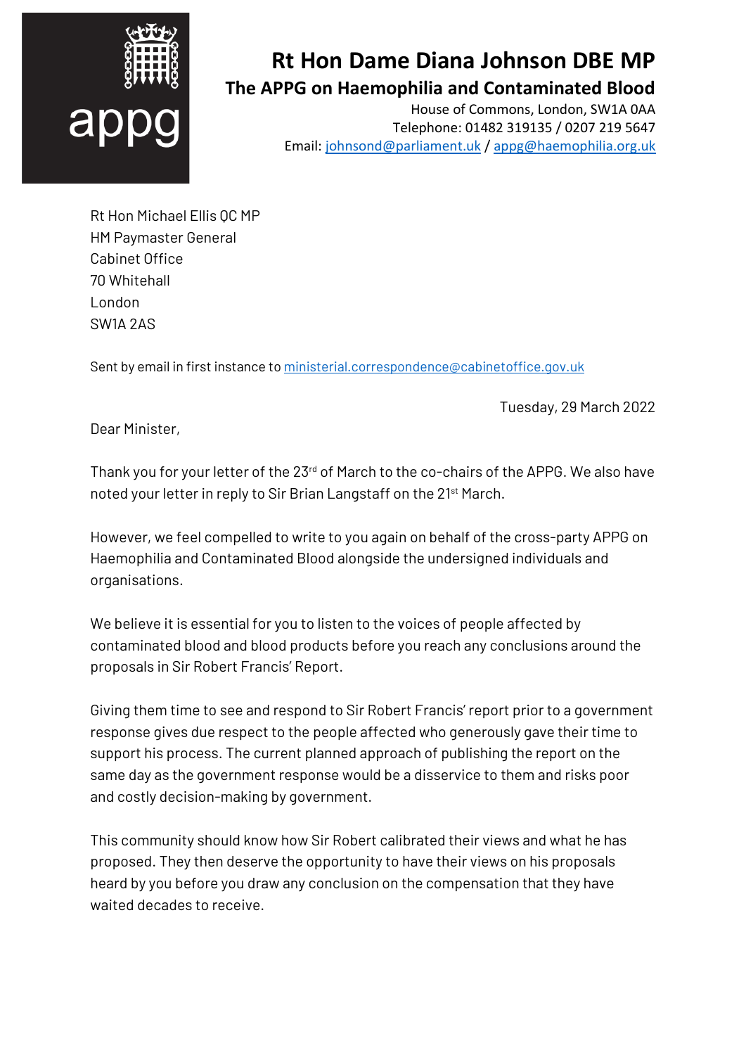appg

# Rt Hon Dame Diana Johnson DBE MP

## The APPG on Haemophilia and Contaminated Blood

House of Commons, London, SW1A 0AA
Telephone: 01482 319135 / 0207 219 5647
Email: johnsond@parliament.uk / appg@haemophilia.org.uk

Rt Hon Michael Ellis QC MP
HM Paymaster General
Cabinet Office
70 Whitehall
London
SW1A 2AS

Sent by email in first instance to ministerial.correspondence@cabinetoffice.gov.uk

Tuesday, 29 March 2022

Dear Minister,

Thank you for your letter of the 23rd of March to the co-chairs of the APPG. We also have noted your letter in reply to Sir Brian Langstaff on the 21st March.

However, we feel compelled to write to you again on behalf of the cross-party APPG on Haemophilia and Contaminated Blood alongside the undersigned individuals and organisations.

We believe it is essential for you to listen to the voices of people affected by contaminated blood and blood products before you reach any conclusions around the proposals in Sir Robert Francis' Report.

Giving them time to see and respond to Sir Robert Francis' report prior to a government response gives due respect to the people affected who generously gave their time to support his process. The current planned approach of publishing the report on the same day as the government response would be a disservice to them and risks poor and costly decision-making by government.

This community should know how Sir Robert calibrated their views and what he has proposed. They then deserve the opportunity to have their views on his proposals heard by you before you draw any conclusion on the compensation that they have waited decades to receive.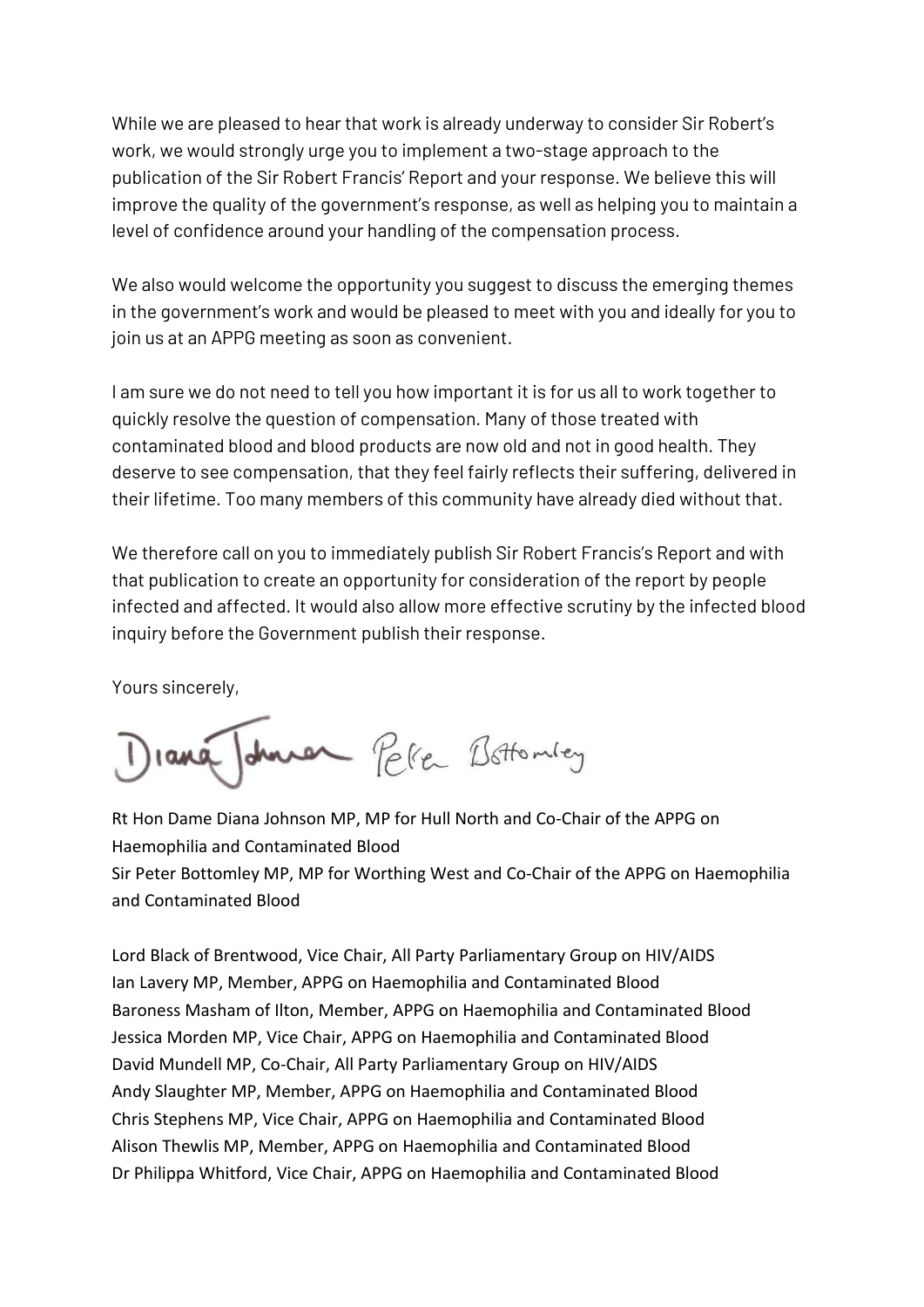While we are pleased to hear that work is already underway to consider Sir Robert's work, we would strongly urge you to implement a two-stage approach to the publication of the Sir Robert Francis' Report and your response. We believe this will improve the quality of the government's response, as well as helping you to maintain a level of confidence around your handling of the compensation process.

We also would welcome the opportunity you suggest to discuss the emerging themes in the government's work and would be pleased to meet with you and ideally for you to join us at an APPG meeting as soon as convenient.

I am sure we do not need to tell you how important it is for us all to work together to quickly resolve the question of compensation. Many of those treated with contaminated blood and blood products are now old and not in good health. They deserve to see compensation, that they feel fairly reflects their suffering, delivered in their lifetime. Too many members of this community have already died without that.

We therefore call on you to immediately publish Sir Robert Francis's Report and with that publication to create an opportunity for consideration of the report by people infected and affected. It would also allow more effective scrutiny by the infected blood inquiry before the Government publish their response.

Yours sincerely,

Diana Johnson Peter Bottomley

Rt Hon Dame Diana Johnson MP, MP for Hull North and Co-Chair of the APPG on Haemophilia and Contaminated Blood
Sir Peter Bottomley MP, MP for Worthing West and Co-Chair of the APPG on Haemophilia and Contaminated Blood

Lord Black of Brentwood, Vice Chair, All Party Parliamentary Group on HIV/AIDS
Ian Lavery MP, Member, APPG on Haemophilia and Contaminated Blood
Baroness Masham of Ilton, Member, APPG on Haemophilia and Contaminated Blood
Jessica Morden MP, Vice Chair, APPG on Haemophilia and Contaminated Blood
David Mundell MP, Co-Chair, All Party Parliamentary Group on HIV/AIDS
Andy Slaughter MP, Member, APPG on Haemophilia and Contaminated Blood
Chris Stephens MP, Vice Chair, APPG on Haemophilia and Contaminated Blood
Alison Thewlis MP, Member, APPG on Haemophilia and Contaminated Blood
Dr Philippa Whitford, Vice Chair, APPG on Haemophilia and Contaminated Blood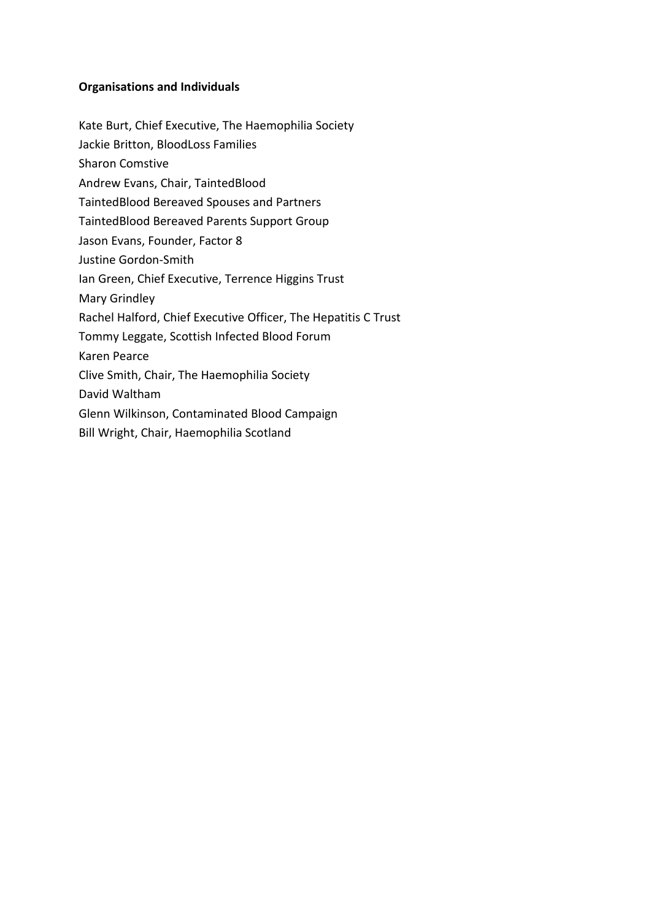**Organisations and Individuals**

Kate Burt, Chief Executive, The Haemophilia Society
Jackie Britton, BloodLoss Families
Sharon Comstive
Andrew Evans, Chair, TaintedBlood
TaintedBlood Bereaved Spouses and Partners
TaintedBlood Bereaved Parents Support Group
Jason Evans, Founder, Factor 8
Justine Gordon-Smith
Ian Green, Chief Executive, Terrence Higgins Trust
Mary Grindley
Rachel Halford, Chief Executive Officer, The Hepatitis C Trust
Tommy Leggate, Scottish Infected Blood Forum
Karen Pearce
Clive Smith, Chair, The Haemophilia Society
David Waltham
Glenn Wilkinson, Contaminated Blood Campaign
Bill Wright, Chair, Haemophilia Scotland